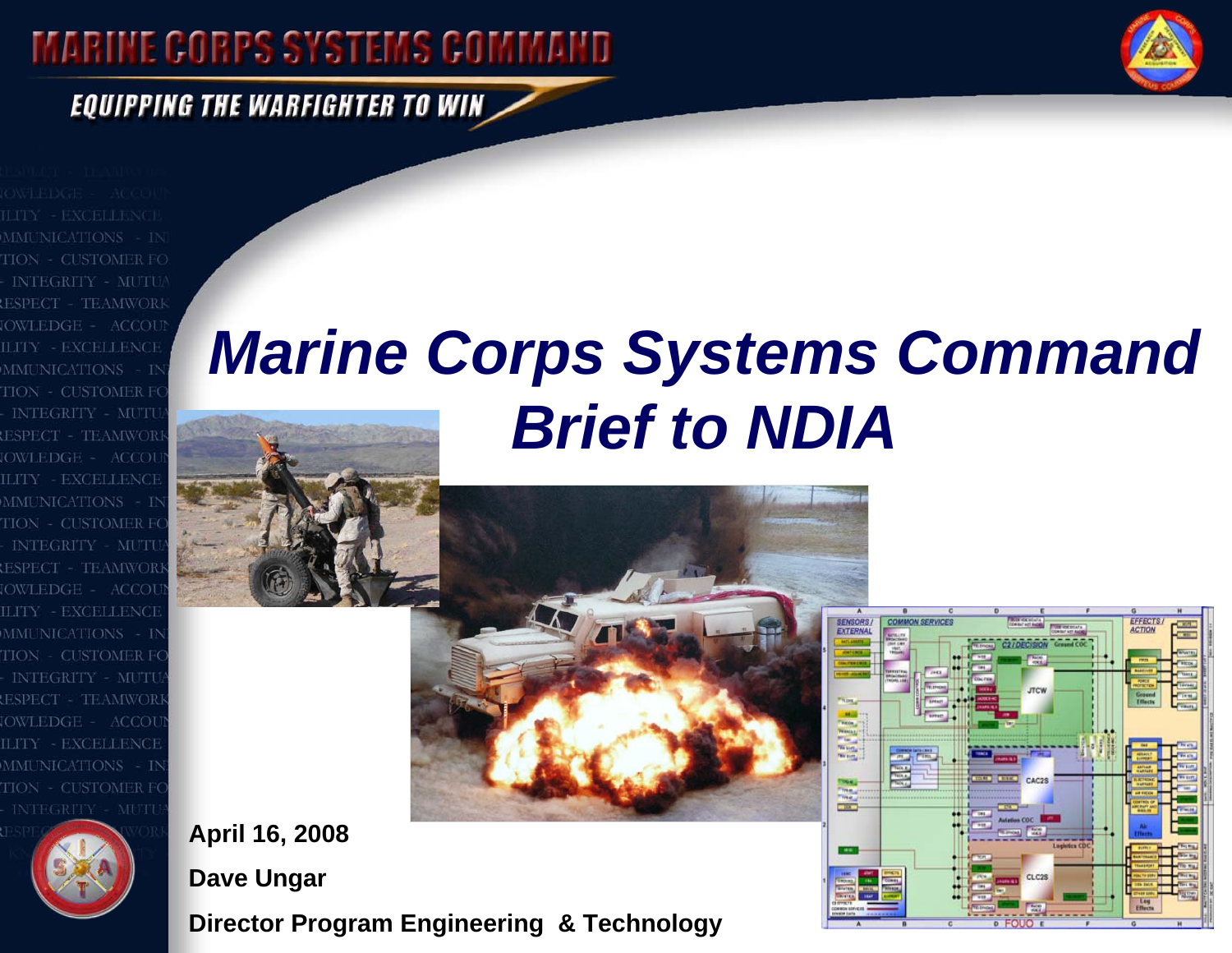MARINE CORPS SYSTEMS COMMAND

EQUIPPING THE WARFIGHTER TO WIN

# *Marine Corps Systems Command Brief to NDIA*

**April 16, 2008**

**Dave Ungar**

**Director Program Engineering & Technology**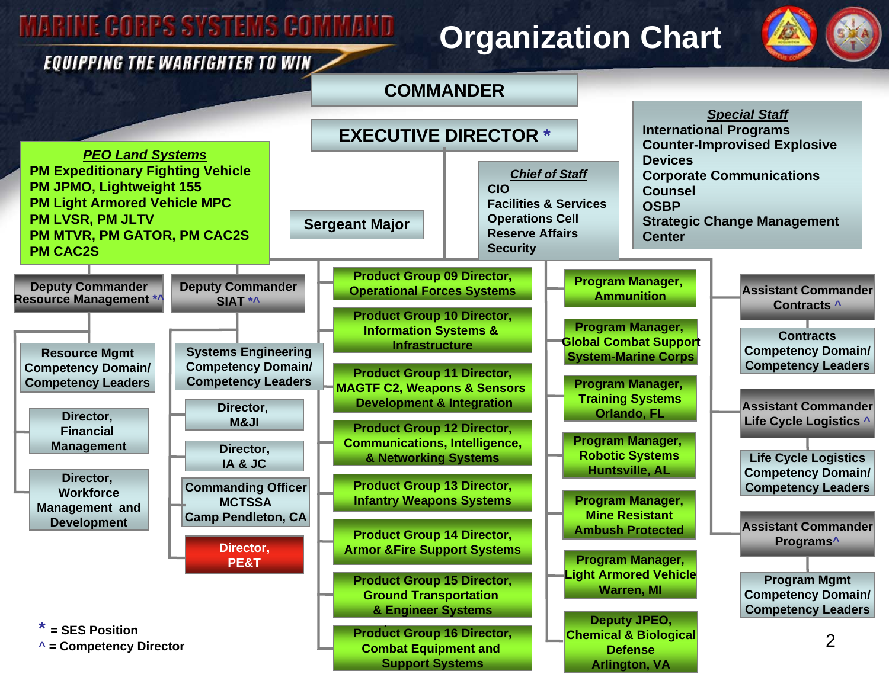# MARINE CORPS SYSTEMS COMMAND

*EQUIPPING THE WARFIGHTER TO WIN*

## Organization Chart

**COMMANDER**

**EXECUTIVE DIRECTOR** *

**Sergeant Major**

***Chief of Staff***
- CIO
- Facilities & Services
- Operations Cell
- Reserve Affairs
- Security

***Special Staff***
- International Programs
- Counter-Improvised Explosive Devices
- Corporate Communications
- Counsel
- OSBP
- Strategic Change Management Center

***PEO Land Systems***
- PM Expeditionary Fighting Vehicle
- PM JPMO, Lightweight 155
- PM Light Armored Vehicle MPC
- PM LVSR, PM JLTV
- PM MTVR, PM GATOR, PM CAC2S
- PM CAC2S

**Deputy Commander Resource Management** *^
- Resource Mgmt Competency Domain/ Competency Leaders
- Director, Financial Management
- Director, Workforce Management and Development

**Deputy Commander SIAT** *^
- Systems Engineering Competency Domain/ Competency Leaders
- Director, M&JI
- Director, IA & JC
- Commanding Officer MCTSSA Camp Pendleton, CA
- Director, PE&T

**Product Groups**
- Product Group 09 Director, Operational Forces Systems
- Product Group 10 Director, Information Systems & Infrastructure
- Product Group 11 Director, MAGTF C2, Weapons & Sensors Development & Integration
- Product Group 12 Director, Communications, Intelligence, & Networking Systems
- Product Group 13 Director, Infantry Weapons Systems
- Product Group 14 Director, Armor &Fire Support Systems
- Product Group 15 Director, Ground Transportation & Engineer Systems
- Product Group 16 Director, Combat Equipment and Support Systems

**Program Managers**
- Program Manager, Ammunition
- Program Manager, Global Combat Support System-Marine Corps
- Program Manager, Training Systems Orlando, FL
- Program Manager, Robotic Systems Huntsville, AL
- Program Manager, Mine Resistant Ambush Protected
- Program Manager, Light Armored Vehicle Warren, MI
- Deputy JPEO, Chemical & Biological Defense Arlington, VA

**Assistant Commander Contracts** ^
- Contracts Competency Domain/ Competency Leaders

**Assistant Commander Life Cycle Logistics** ^
- Life Cycle Logistics Competency Domain/ Competency Leaders

**Assistant Commander Programs**^
- Program Mgmt Competency Domain/ Competency Leaders

\* = SES Position
^ = Competency Director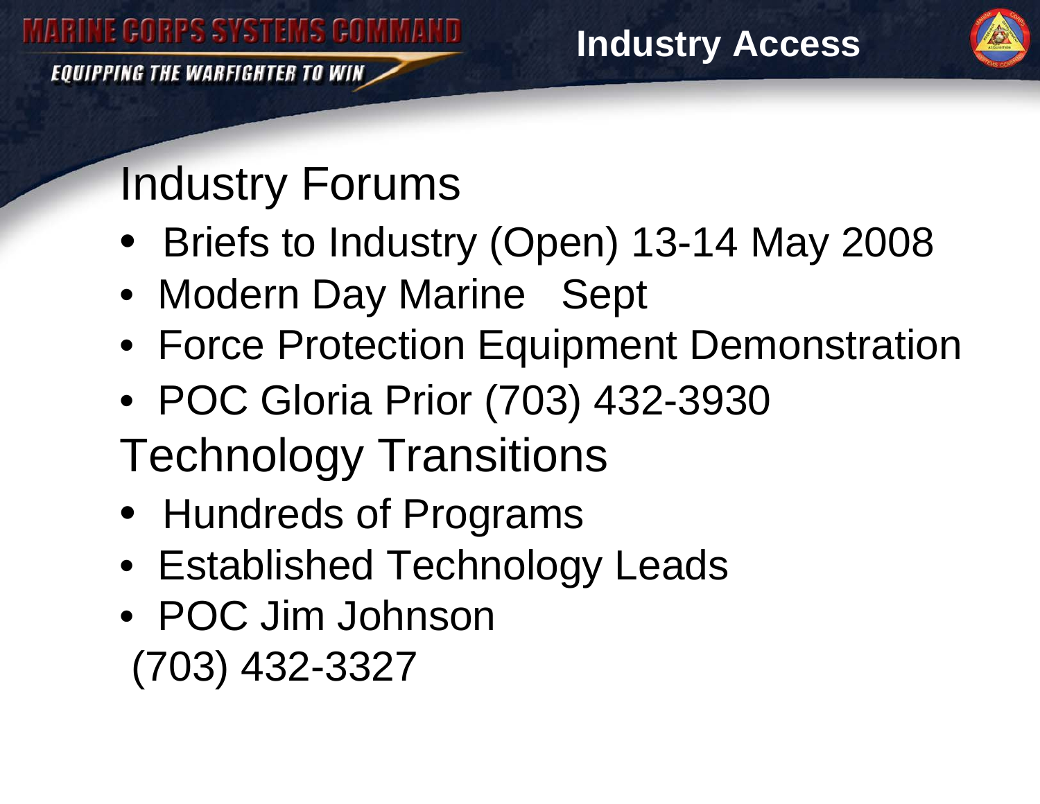# Industry Access

## Industry Forums

- Briefs to Industry (Open) 13-14 May 2008
- Modern Day Marine Sept
- Force Protection Equipment Demonstration
- POC Gloria Prior (703) 432-3930

## Technology Transitions

- Hundreds of Programs
- Established Technology Leads
- POC Jim Johnson
  (703) 432-3327